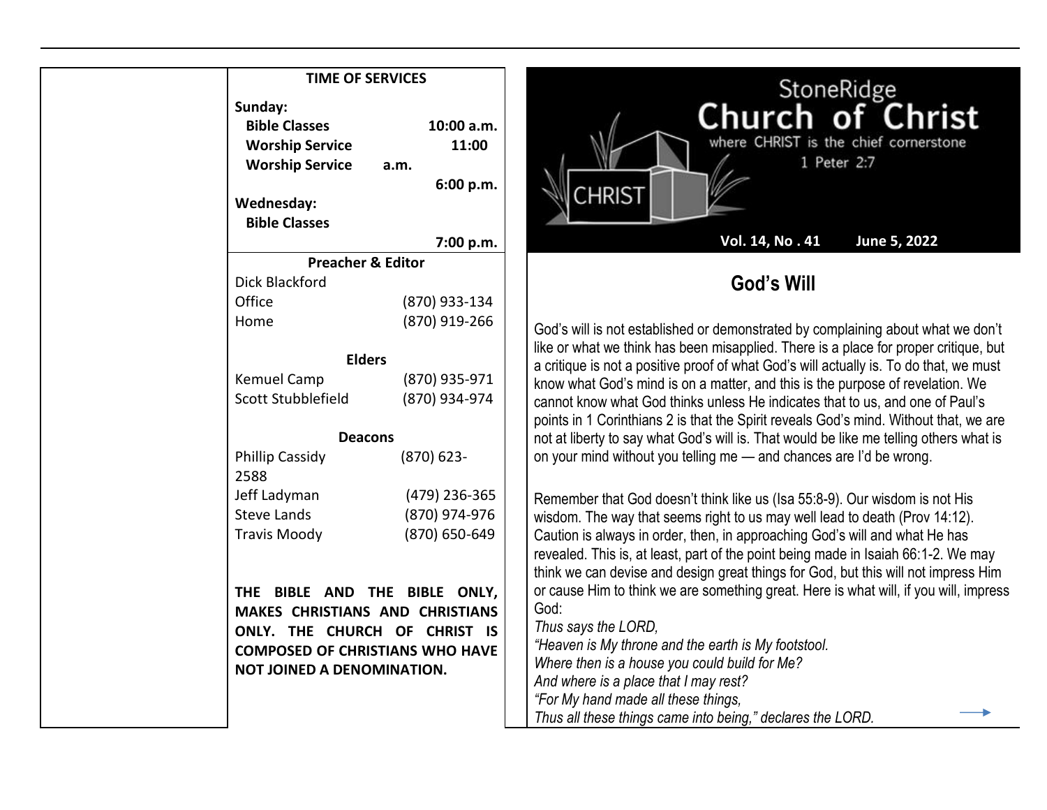**TIME OF SERVICES**

**Sunday:**

| | |
|---|---|
| **Bible Classes** | **10:00 a.m.** |
| **Worship Service** | **11:00 a.m.** |
| **Worship Service** | **6:00 p.m.** |

**Wednesday:**

| | |
|---|---|
| **Bible Classes** | **7:00 p.m.** |

**Preacher & Editor**

| | |
|---|---|
| Dick Blackford | |
| Office | (870) 933-134 |
| Home | (870) 919-266 |

**Elders**

| | |
|---|---|
| Kemuel Camp | (870) 935-971 |
| Scott Stubblefield | (870) 934-974 |

**Deacons**

| | |
|---|---|
| Phillip Cassidy | (870) 623-2588 |
| Jeff Ladyman | (479) 236-365 |
| Steve Lands | (870) 974-976 |
| Travis Moody | (870) 650-649 |

**THE BIBLE AND THE BIBLE ONLY, MAKES CHRISTIANS AND CHRISTIANS ONLY. THE CHURCH OF CHRIST IS COMPOSED OF CHRISTIANS WHO HAVE NOT JOINED A DENOMINATION.**

# StoneRidge Church of Christ

where CHRIST is the chief cornerstone

1 Peter 2:7

CHRIST

**Vol. 14, No . 41 June 5, 2022**

## God's Will

God's will is not established or demonstrated by complaining about what we don't like or what we think has been misapplied. There is a place for proper critique, but a critique is not a positive proof of what God's will actually is. To do that, we must know what God's mind is on a matter, and this is the purpose of revelation. We cannot know what God thinks unless He indicates that to us, and one of Paul's points in 1 Corinthians 2 is that the Spirit reveals God's mind. Without that, we are not at liberty to say what God's will is. That would be like me telling others what is on your mind without you telling me — and chances are I'd be wrong.

Remember that God doesn't think like us (Isa 55:8-9). Our wisdom is not His wisdom. The way that seems right to us may well lead to death (Prov 14:12). Caution is always in order, then, in approaching God's will and what He has revealed. This is, at least, part of the point being made in Isaiah 66:1-2. We may think we can devise and design great things for God, but this will not impress Him or cause Him to think we are something great. Here is what will, if you will, impress God:

*Thus says the LORD,*
*"Heaven is My throne and the earth is My footstool.*
*Where then is a house you could build for Me?*
*And where is a place that I may rest?*
*"For My hand made all these things,*
*Thus all these things came into being," declares the LORD.*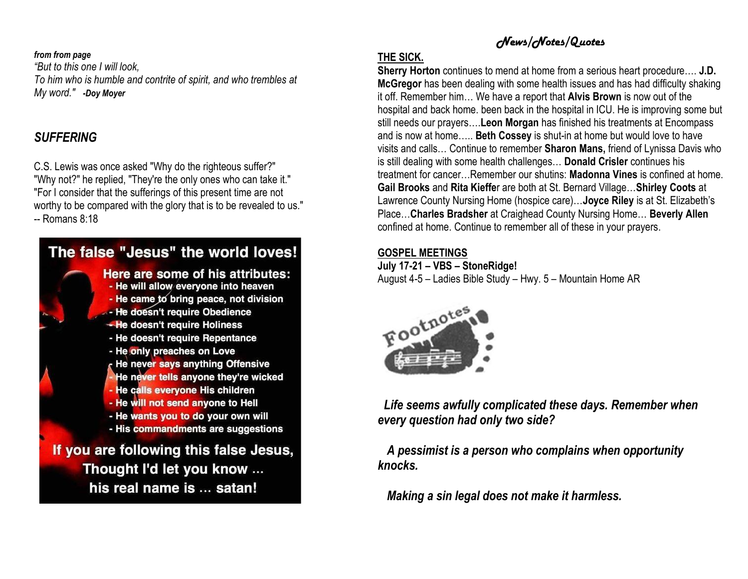*from from page*

*"But to this one I will look,*
*To him who is humble and contrite of spirit, and who trembles at My word."* ***-Doy Moyer***

## *SUFFERING*

C.S. Lewis was once asked "Why do the righteous suffer?" "Why not?" he replied, "They're the only ones who can take it." "For I consider that the sufferings of this present time are not worthy to be compared with the glory that is to be revealed to us." -- Romans 8:18

**The false "Jesus" the world loves!**

**Here are some of his attributes:**

- He will allow everyone into heaven
- He came to bring peace, not division
- He doesn't require Obedience
- He doesn't require Holiness
- He doesn't require Repentance
- He only preaches on Love
- He never says anything Offensive
- He never tells anyone they're wicked
- He calls everyone His children
- He will not send anyone to Hell
- He wants you to do your own will
- His commandments are suggestions

**If you are following this false Jesus, Thought I'd let you know ... his real name is ... satan!**

## *News/Notes/Quotes*

**THE SICK.**

**Sherry Horton** continues to mend at home from a serious heart procedure…. **J.D. McGregor** has been dealing with some health issues and has had difficulty shaking it off. Remember him… We have a report that **Alvis Brown** is now out of the hospital and back home. been back in the hospital in ICU. He is improving some but still needs our prayers….**Leon Morgan** has finished his treatments at Encompass and is now at home….. **Beth Cossey** is shut-in at home but would love to have visits and calls… Continue to remember **Sharon Mans,** friend of Lynissa Davis who is still dealing with some health challenges… **Donald Crisler** continues his treatment for cancer…Remember our shutins: **Madonna Vines** is confined at home. **Gail Brooks** and **Rita Kieffe**r are both at St. Bernard Village…**Shirley Coots** at Lawrence County Nursing Home (hospice care)…**Joyce Riley** is at St. Elizabeth's Place…**Charles Bradsher** at Craighead County Nursing Home… **Beverly Allen** confined at home. Continue to remember all of these in your prayers.

**GOSPEL MEETINGS**

**July 17-21 – VBS – StoneRidge!**
August 4-5 – Ladies Bible Study – Hwy. 5 – Mountain Home AR

Footnotes

***Life seems awfully complicated these days. Remember when every question had only two side?***

***A pessimist is a person who complains when opportunity knocks.***

***Making a sin legal does not make it harmless.***